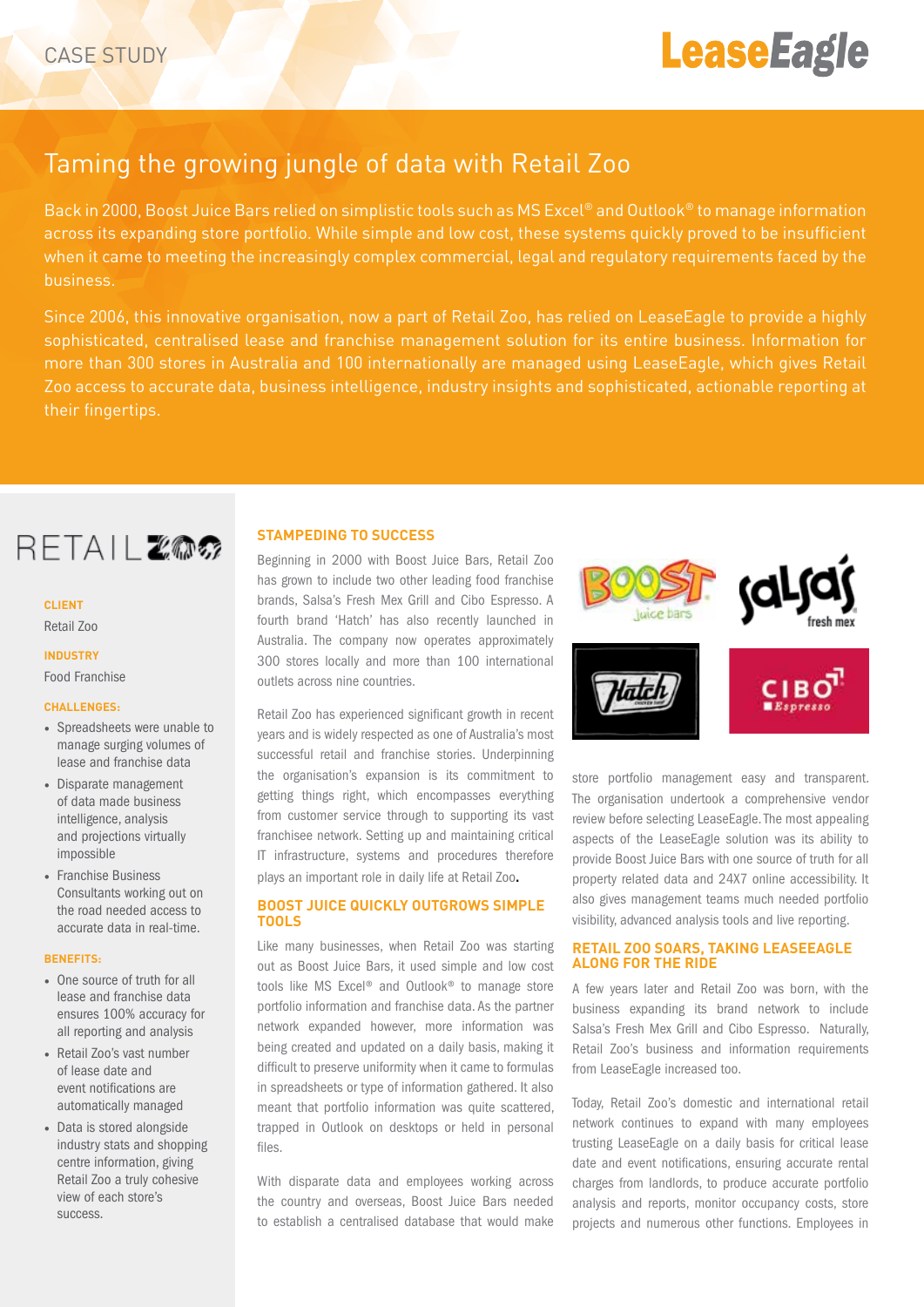CASE STUDY

# Taming the growing jungle of data with Retail Zoo

Back in 2000, Boost Juice Bars relied on simplistic tools such as MS Excel® and Outlook® to manage information across its expanding store portfolio. While simple and low cost, these systems quickly proved to be insufficient when it came to meeting the increasingly complex commercial, legal and regulatory requirements faced by the business.

Since 2006, this innovative organisation, now a part of Retail Zoo, has relied on LeaseEagle to provide a highly sophisticated, centralised lease and franchise management solution for its entire business. Information for more than 300 stores in Australia and 100 internationally are managed using LeaseEagle, which gives Retail Zoo access to accurate data, business intelligence, industry insights and sophisticated, actionable reporting at their fingertips.

**CLIENT**

Retail Zoo

**INDUSTRY**

Food Franchise

**CHALLENGES:**

- Spreadsheets were unable to manage surging volumes of lease and franchise data
- Disparate management of data made business intelligence, analysis and projections virtually impossible
- Franchise Business Consultants working out on the road needed access to accurate data in real-time.

**BENEFITS:**

- One source of truth for all lease and franchise data ensures 100% accuracy for all reporting and analysis
- Retail Zoo's vast number of lease date and event notifications are automatically managed
- Data is stored alongside industry stats and shopping centre information, giving Retail Zoo a truly cohesive view of each store's success.

## STAMPEDING TO SUCCESS

Beginning in 2000 with Boost Juice Bars, Retail Zoo has grown to include two other leading food franchise brands, Salsa's Fresh Mex Grill and Cibo Espresso. A fourth brand 'Hatch' has also recently launched in Australia. The company now operates approximately 300 stores locally and more than 100 international outlets across nine countries.

Retail Zoo has experienced significant growth in recent years and is widely respected as one of Australia's most successful retail and franchise stories. Underpinning the organisation's expansion is its commitment to getting things right, which encompasses everything from customer service through to supporting its vast franchisee network. Setting up and maintaining critical IT infrastructure, systems and procedures therefore plays an important role in daily life at Retail Zoo.

## BOOST JUICE QUICKLY OUTGROWS SIMPLE TOOLS

Like many businesses, when Retail Zoo was starting out as Boost Juice Bars, it used simple and low cost tools like MS Excel® and Outlook® to manage store portfolio information and franchise data. As the partner network expanded however, more information was being created and updated on a daily basis, making it difficult to preserve uniformity when it came to formulas in spreadsheets or type of information gathered. It also meant that portfolio information was quite scattered, trapped in Outlook on desktops or held in personal files.

With disparate data and employees working across the country and overseas, Boost Juice Bars needed to establish a centralised database that would make store portfolio management easy and transparent. The organisation undertook a comprehensive vendor review before selecting LeaseEagle. The most appealing aspects of the LeaseEagle solution was its ability to provide Boost Juice Bars with one source of truth for all property related data and 24X7 online accessibility. It also gives management teams much needed portfolio visibility, advanced analysis tools and live reporting.

## RETAIL ZOO SOARS, TAKING LEASEEAGLE ALONG FOR THE RIDE

A few years later and Retail Zoo was born, with the business expanding its brand network to include Salsa's Fresh Mex Grill and Cibo Espresso. Naturally, Retail Zoo's business and information requirements from LeaseEagle increased too.

Today, Retail Zoo's domestic and international retail network continues to expand with many employees trusting LeaseEagle on a daily basis for critical lease date and event notifications, ensuring accurate rental charges from landlords, to produce accurate portfolio analysis and reports, monitor occupancy costs, store projects and numerous other functions. Employees in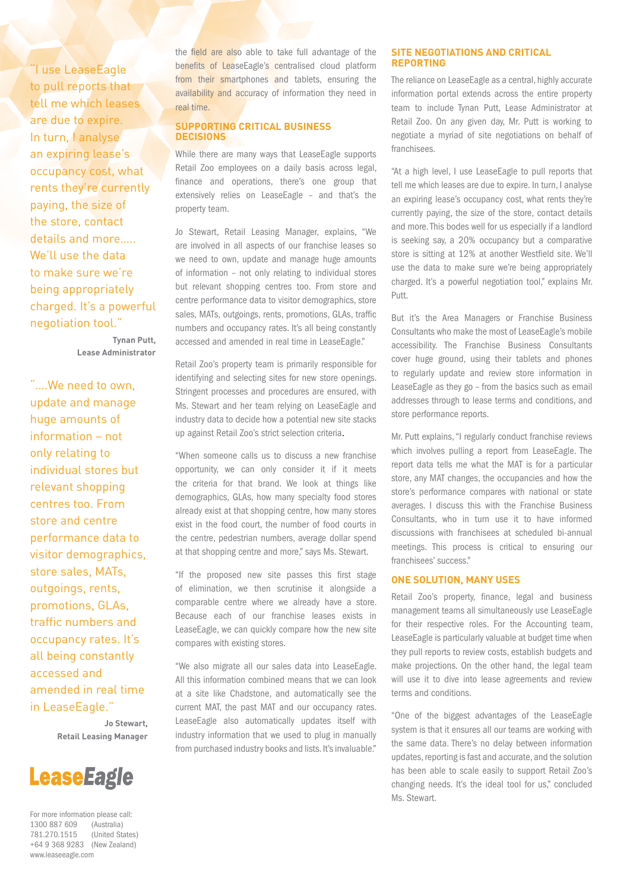"I use LeaseEagle to pull reports that tell me which leases are due to expire. In turn, I analyse an expiring lease's occupancy cost, what rents they're currently paying, the size of the store, contact details and more..... We'll use the data to make sure we're being appropriately charged. It's a powerful negotiation tool."

**Tynan Putt, Lease Administrator**

"....We need to own, update and manage huge amounts of information – not only relating to individual stores but relevant shopping centres too. From store and centre performance data to visitor demographics, store sales, MATs, outgoings, rents, promotions, GLAs, traffic numbers and occupancy rates. It's all being constantly accessed and amended in real time in LeaseEagle."

**Jo Stewart, Retail Leasing Manager**

**LeaseEagle**

For more information please call:
1300 887 609 (Australia)
781.270.1515 (United States)
+64 9 368 9283 (New Zealand)
www.leaseeagle.com

the field are also able to take full advantage of the benefits of LeaseEagle's centralised cloud platform from their smartphones and tablets, ensuring the availability and accuracy of information they need in real time.

## SUPPORTING CRITICAL BUSINESS DECISIONS

While there are many ways that LeaseEagle supports Retail Zoo employees on a daily basis across legal, finance and operations, there's one group that extensively relies on LeaseEagle – and that's the property team.

Jo Stewart, Retail Leasing Manager, explains, "We are involved in all aspects of our franchise leases so we need to own, update and manage huge amounts of information – not only relating to individual stores but relevant shopping centres too. From store and centre performance data to visitor demographics, store sales, MATs, outgoings, rents, promotions, GLAs, traffic numbers and occupancy rates. It's all being constantly accessed and amended in real time in LeaseEagle."

Retail Zoo's property team is primarily responsible for identifying and selecting sites for new store openings. Stringent processes and procedures are ensured, with Ms. Stewart and her team relying on LeaseEagle and industry data to decide how a potential new site stacks up against Retail Zoo's strict selection criteria.

"When someone calls us to discuss a new franchise opportunity, we can only consider it if it meets the criteria for that brand. We look at things like demographics, GLAs, how many specialty food stores already exist at that shopping centre, how many stores exist in the food court, the number of food courts in the centre, pedestrian numbers, average dollar spend at that shopping centre and more," says Ms. Stewart.

"If the proposed new site passes this first stage of elimination, we then scrutinise it alongside a comparable centre where we already have a store. Because each of our franchise leases exists in LeaseEagle, we can quickly compare how the new site compares with existing stores.

"We also migrate all our sales data into LeaseEagle. All this information combined means that we can look at a site like Chadstone, and automatically see the current MAT, the past MAT and our occupancy rates. LeaseEagle also automatically updates itself with industry information that we used to plug in manually from purchased industry books and lists. It's invaluable."

## SITE NEGOTIATIONS AND CRITICAL REPORTING

The reliance on LeaseEagle as a central, highly accurate information portal extends across the entire property team to include Tynan Putt, Lease Administrator at Retail Zoo. On any given day, Mr. Putt is working to negotiate a myriad of site negotiations on behalf of franchisees.

"At a high level, I use LeaseEagle to pull reports that tell me which leases are due to expire. In turn, I analyse an expiring lease's occupancy cost, what rents they're currently paying, the size of the store, contact details and more. This bodes well for us especially if a landlord is seeking say, a 20% occupancy but a comparative store is sitting at 12% at another Westfield site. We'll use the data to make sure we're being appropriately charged. It's a powerful negotiation tool," explains Mr. Putt.

But it's the Area Managers or Franchise Business Consultants who make the most of LeaseEagle's mobile accessibility. The Franchise Business Consultants cover huge ground, using their tablets and phones to regularly update and review store information in LeaseEagle as they go – from the basics such as email addresses through to lease terms and conditions, and store performance reports.

Mr. Putt explains, "I regularly conduct franchise reviews which involves pulling a report from LeaseEagle. The report data tells me what the MAT is for a particular store, any MAT changes, the occupancies and how the store's performance compares with national or state averages. I discuss this with the Franchise Business Consultants, who in turn use it to have informed discussions with franchisees at scheduled bi-annual meetings. This process is critical to ensuring our franchisees' success."

## ONE SOLUTION, MANY USES

Retail Zoo's property, finance, legal and business management teams all simultaneously use LeaseEagle for their respective roles. For the Accounting team, LeaseEagle is particularly valuable at budget time when they pull reports to review costs, establish budgets and make projections. On the other hand, the legal team will use it to dive into lease agreements and review terms and conditions.

"One of the biggest advantages of the LeaseEagle system is that it ensures all our teams are working with the same data. There's no delay between information updates, reporting is fast and accurate, and the solution has been able to scale easily to support Retail Zoo's changing needs. It's the ideal tool for us," concluded Ms. Stewart.